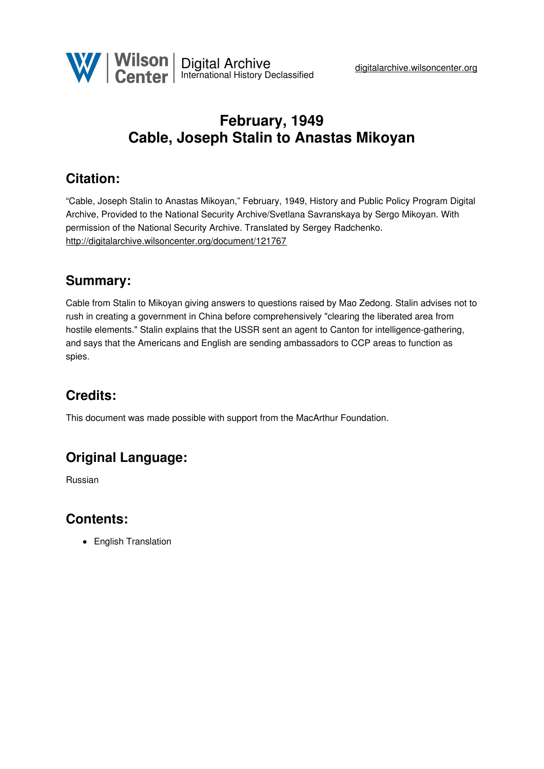# February, 1949
# Cable, Joseph Stalin to Anastas Mikoyan

## Citation:

"Cable, Joseph Stalin to Anastas Mikoyan," February, 1949, History and Public Policy Program Digital Archive, Provided to the National Security Archive/Svetlana Savranskaya by Sergo Mikoyan. With permission of the National Security Archive. Translated by Sergey Radchenko.
http://digitalarchive.wilsoncenter.org/document/121767

## Summary:

Cable from Stalin to Mikoyan giving answers to questions raised by Mao Zedong. Stalin advises not to rush in creating a government in China before comprehensively "clearing the liberated area from hostile elements." Stalin explains that the USSR sent an agent to Canton for intelligence-gathering, and says that the Americans and English are sending ambassadors to CCP areas to function as spies.

## Credits:

This document was made possible with support from the MacArthur Foundation.

## Original Language:

Russian

## Contents:

- English Translation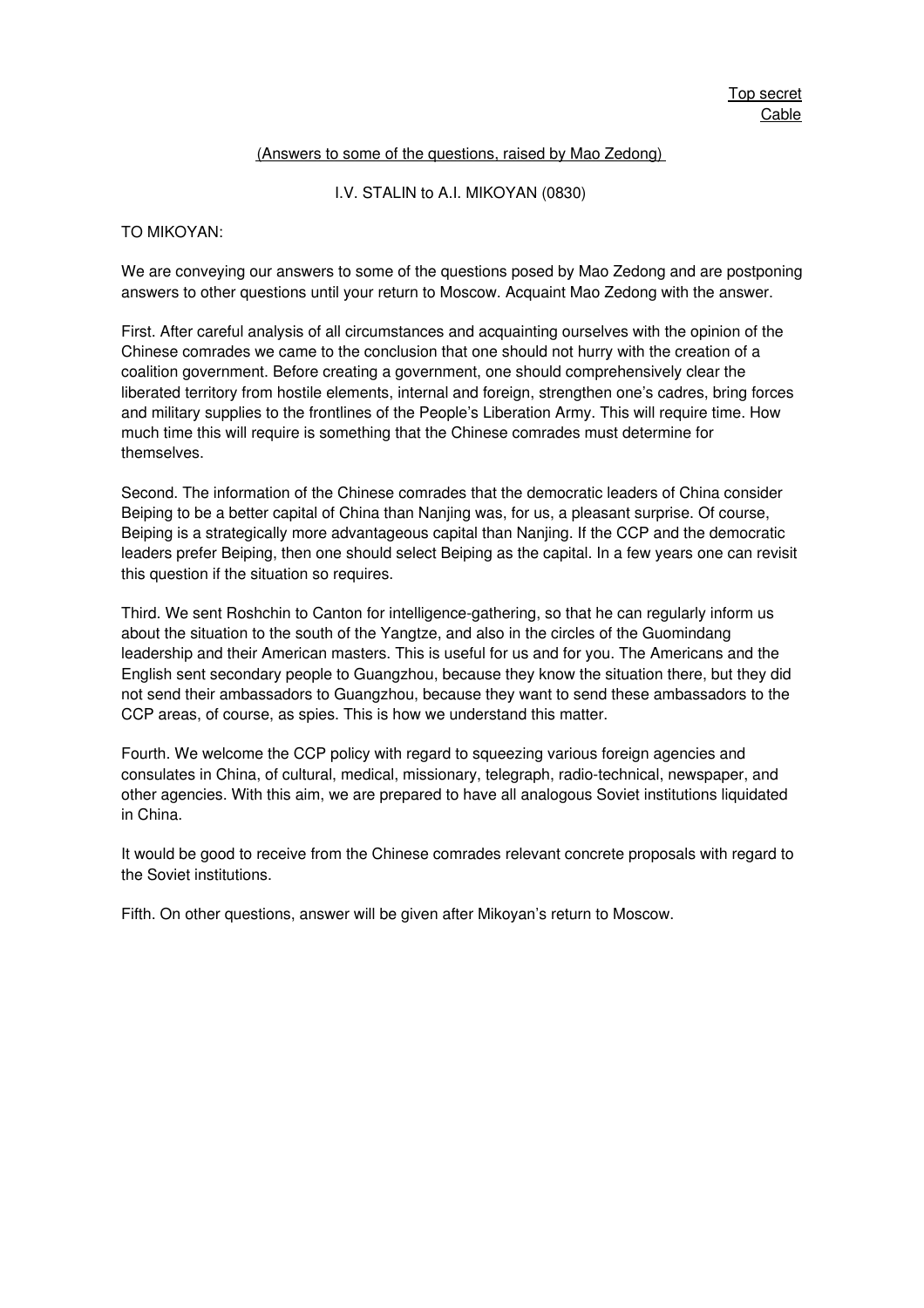Top secret
Cable

(Answers to some of the questions, raised by Mao Zedong)

I.V. STALIN to A.I. MIKOYAN (0830)

TO MIKOYAN:

We are conveying our answers to some of the questions posed by Mao Zedong and are postponing answers to other questions until your return to Moscow. Acquaint Mao Zedong with the answer.

First. After careful analysis of all circumstances and acquainting ourselves with the opinion of the Chinese comrades we came to the conclusion that one should not hurry with the creation of a coalition government. Before creating a government, one should comprehensively clear the liberated territory from hostile elements, internal and foreign, strengthen one's cadres, bring forces and military supplies to the frontlines of the People's Liberation Army. This will require time. How much time this will require is something that the Chinese comrades must determine for themselves.

Second. The information of the Chinese comrades that the democratic leaders of China consider Beiping to be a better capital of China than Nanjing was, for us, a pleasant surprise. Of course, Beiping is a strategically more advantageous capital than Nanjing. If the CCP and the democratic leaders prefer Beiping, then one should select Beiping as the capital. In a few years one can revisit this question if the situation so requires.

Third. We sent Roshchin to Canton for intelligence-gathering, so that he can regularly inform us about the situation to the south of the Yangtze, and also in the circles of the Guomindang leadership and their American masters. This is useful for us and for you. The Americans and the English sent secondary people to Guangzhou, because they know the situation there, but they did not send their ambassadors to Guangzhou, because they want to send these ambassadors to the CCP areas, of course, as spies. This is how we understand this matter.

Fourth. We welcome the CCP policy with regard to squeezing various foreign agencies and consulates in China, of cultural, medical, missionary, telegraph, radio-technical, newspaper, and other agencies. With this aim, we are prepared to have all analogous Soviet institutions liquidated in China.

It would be good to receive from the Chinese comrades relevant concrete proposals with regard to the Soviet institutions.

Fifth. On other questions, answer will be given after Mikoyan's return to Moscow.